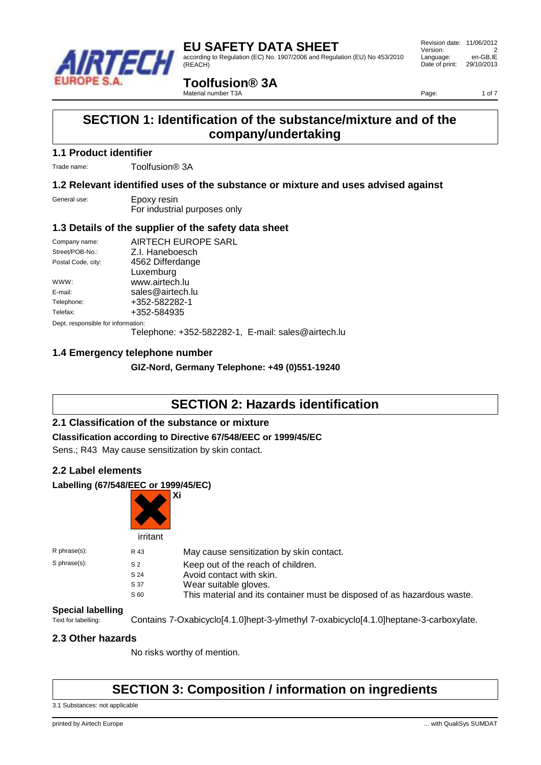# EU SAFETY DATA SHEET

according to Regulation (EC) No. 1907/2006 and Regulation (EU) No 453/2010 (REACH)

Revision date: 11/06/2012
Version: 2
Language: en-GB,IE
Date of print: 29/10/2013

## Toolfusion® 3A

Material number T3A

## SECTION 1: Identification of the substance/mixture and of the company/undertaking

### 1.1 Product identifier

Trade name: Toolfusion® 3A

### 1.2 Relevant identified uses of the substance or mixture and uses advised against

General use: Epoxy resin
For industrial purposes only

### 1.3 Details of the supplier of the safety data sheet

| | |
|---|---|
| Company name: | AIRTECH EUROPE SARL |
| Street/POB-No.: | Z.I. Haneboesch |
| Postal Code, city: | 4562 Differdange Luxemburg |
| WWW: | www.airtech.lu |
| E-mail: | sales@airtech.lu |
| Telephone: | +352-582282-1 |
| Telefax: | +352-584935 |

Dept. responsible for information:
Telephone: +352-582282-1, E-mail: sales@airtech.lu

### 1.4 Emergency telephone number

**GIZ-Nord, Germany Telephone: +49 (0)551-19240**

## SECTION 2: Hazards identification

### 2.1 Classification of the substance or mixture

**Classification according to Directive 67/548/EEC or 1999/45/EC**

Sens.; R43 May cause sensitization by skin contact.

### 2.2 Label elements

**Labelling (67/548/EEC or 1999/45/EC)**

Xi
irritant

| | | |
|---|---|---|
| R phrase(s): | R 43 | May cause sensitization by skin contact. |
| S phrase(s): | S 2 | Keep out of the reach of children. |
| | S 24 | Avoid contact with skin. |
| | S 37 | Wear suitable gloves. |
| | S 60 | This material and its container must be disposed of as hazardous waste. |

**Special labelling**

Text for labelling: Contains 7-Oxabicyclo[4.1.0]hept-3-ylmethyl 7-oxabicyclo[4.1.0]heptane-3-carboxylate.

### 2.3 Other hazards

No risks worthy of mention.

## SECTION 3: Composition / information on ingredients

3.1 Substances: not applicable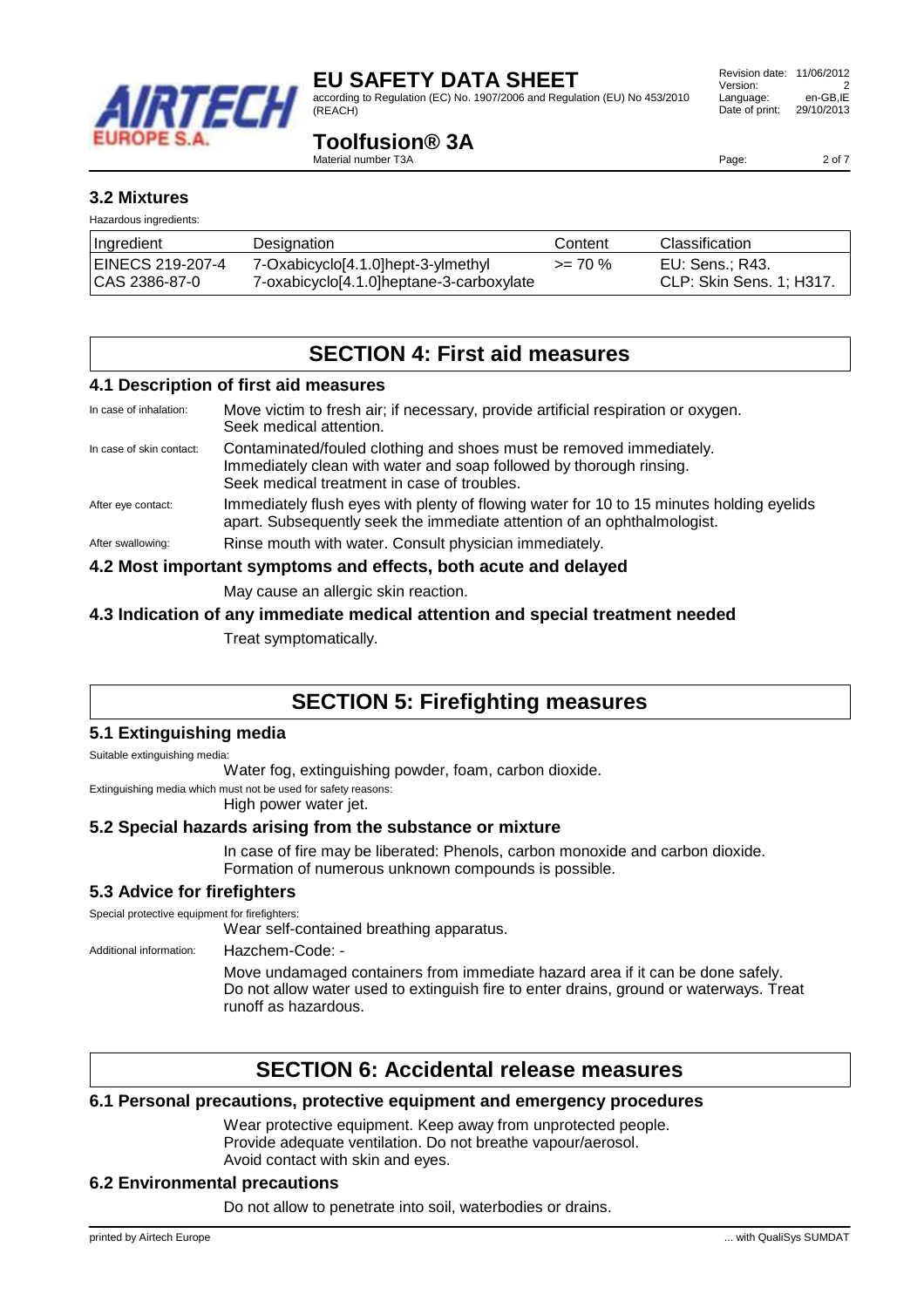## 3.2 Mixtures

Hazardous ingredients:

| Ingredient | Designation | Content | Classification |
|---|---|---|---|
| EINECS 219-207-4<br>CAS 2386-87-0 | 7-Oxabicyclo[4.1.0]hept-3-ylmethyl 7-oxabicyclo[4.1.0]heptane-3-carboxylate | >= 70 % | EU: Sens.; R43.<br>CLP: Skin Sens. 1; H317. |

# SECTION 4: First aid measures

## 4.1 Description of first aid measures

In case of inhalation: Move victim to fresh air; if necessary, provide artificial respiration or oxygen. Seek medical attention.

In case of skin contact: Contaminated/fouled clothing and shoes must be removed immediately. Immediately clean with water and soap followed by thorough rinsing. Seek medical treatment in case of troubles.

After eye contact: Immediately flush eyes with plenty of flowing water for 10 to 15 minutes holding eyelids apart. Subsequently seek the immediate attention of an ophthalmologist.

After swallowing: Rinse mouth with water. Consult physician immediately.

## 4.2 Most important symptoms and effects, both acute and delayed

May cause an allergic skin reaction.

## 4.3 Indication of any immediate medical attention and special treatment needed

Treat symptomatically.

# SECTION 5: Firefighting measures

## 5.1 Extinguishing media

Suitable extinguishing media:

Water fog, extinguishing powder, foam, carbon dioxide.

Extinguishing media which must not be used for safety reasons:

High power water jet.

## 5.2 Special hazards arising from the substance or mixture

In case of fire may be liberated: Phenols, carbon monoxide and carbon dioxide. Formation of numerous unknown compounds is possible.

## 5.3 Advice for firefighters

Special protective equipment for firefighters:

Wear self-contained breathing apparatus.

Additional information: Hazchem-Code: -

Move undamaged containers from immediate hazard area if it can be done safely. Do not allow water used to extinguish fire to enter drains, ground or waterways. Treat runoff as hazardous.

# SECTION 6: Accidental release measures

## 6.1 Personal precautions, protective equipment and emergency procedures

Wear protective equipment. Keep away from unprotected people. Provide adequate ventilation. Do not breathe vapour/aerosol. Avoid contact with skin and eyes.

## 6.2 Environmental precautions

Do not allow to penetrate into soil, waterbodies or drains.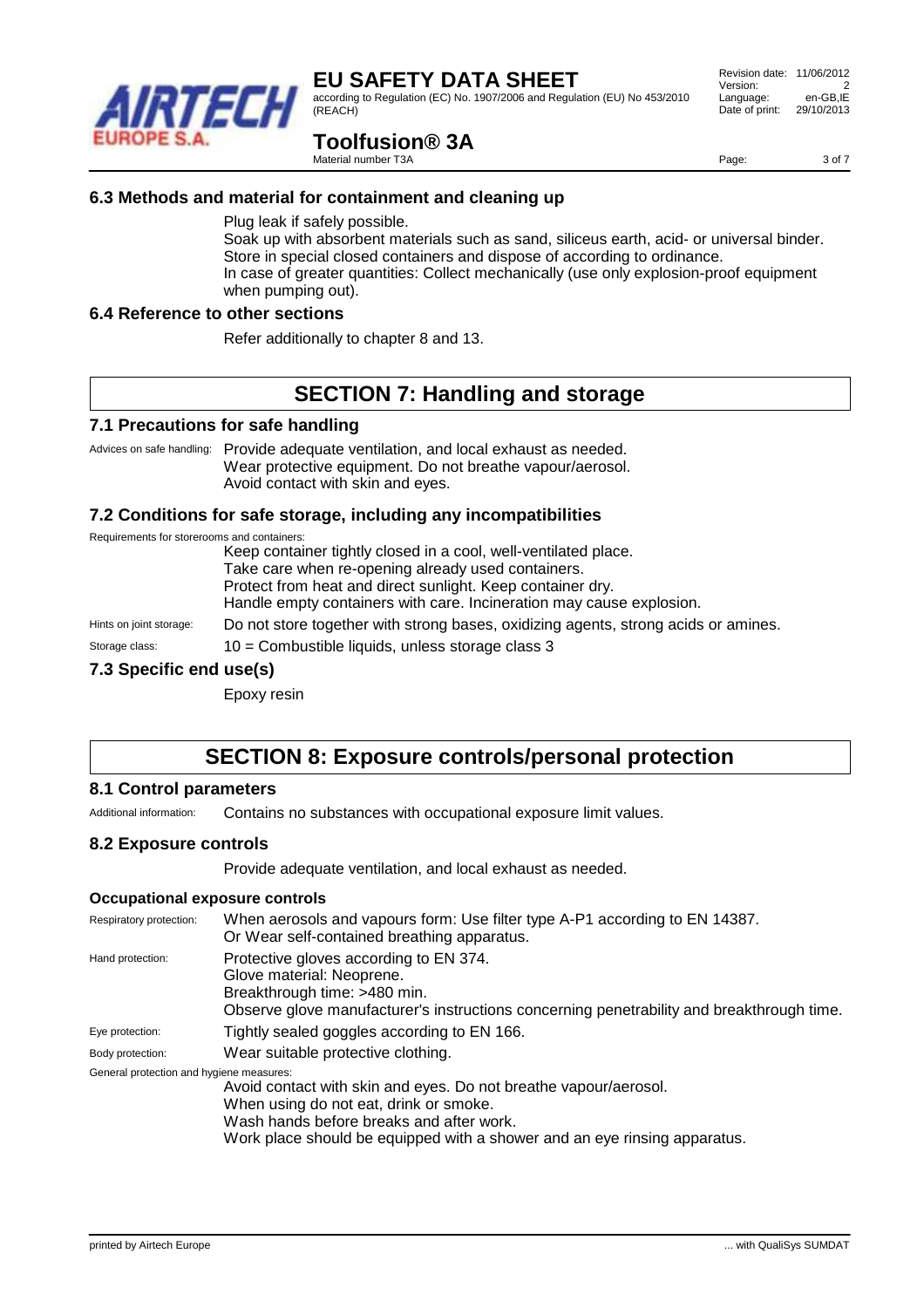### 6.3 Methods and material for containment and cleaning up

Plug leak if safely possible.
Soak up with absorbent materials such as sand, siliceus earth, acid- or universal binder.
Store in special closed containers and dispose of according to ordinance.
In case of greater quantities: Collect mechanically (use only explosion-proof equipment when pumping out).

### 6.4 Reference to other sections

Refer additionally to chapter 8 and 13.

## SECTION 7: Handling and storage

### 7.1 Precautions for safe handling

Advices on safe handling: Provide adequate ventilation, and local exhaust as needed.
Wear protective equipment. Do not breathe vapour/aerosol.
Avoid contact with skin and eyes.

### 7.2 Conditions for safe storage, including any incompatibilities

Requirements for storerooms and containers:
Keep container tightly closed in a cool, well-ventilated place.
Take care when re-opening already used containers.
Protect from heat and direct sunlight. Keep container dry.
Handle empty containers with care. Incineration may cause explosion.

Hints on joint storage: Do not store together with strong bases, oxidizing agents, strong acids or amines.

Storage class: 10 = Combustible liquids, unless storage class 3

### 7.3 Specific end use(s)

Epoxy resin

## SECTION 8: Exposure controls/personal protection

### 8.1 Control parameters

Additional information: Contains no substances with occupational exposure limit values.

### 8.2 Exposure controls

Provide adequate ventilation, and local exhaust as needed.

#### Occupational exposure controls

Respiratory protection: When aerosols and vapours form: Use filter type A-P1 according to EN 14387.
Or Wear self-contained breathing apparatus.

Hand protection: Protective gloves according to EN 374.
Glove material: Neoprene.
Breakthrough time: >480 min.
Observe glove manufacturer's instructions concerning penetrability and breakthrough time.

Eye protection: Tightly sealed goggles according to EN 166.

Body protection: Wear suitable protective clothing.

General protection and hygiene measures:
Avoid contact with skin and eyes. Do not breathe vapour/aerosol.
When using do not eat, drink or smoke.
Wash hands before breaks and after work.
Work place should be equipped with a shower and an eye rinsing apparatus.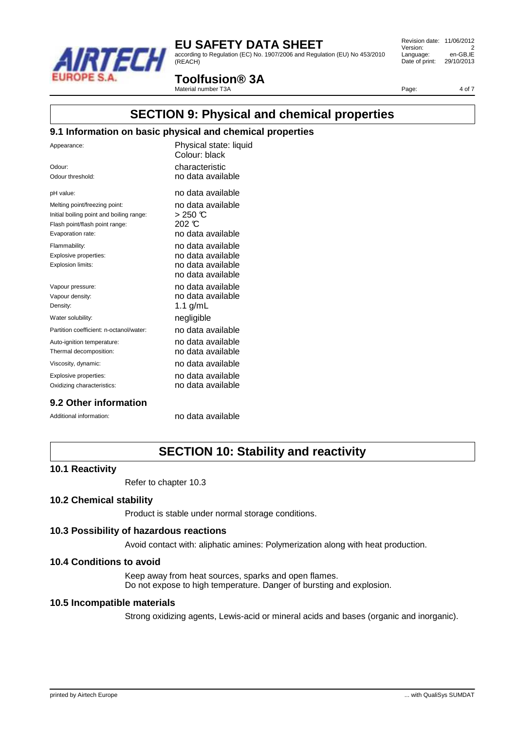## SECTION 9: Physical and chemical properties

### 9.1 Information on basic physical and chemical properties

| | |
|---|---|
| Appearance: | Physical state: liquid<br>Colour: black |
| Odour: | characteristic |
| Odour threshold: | no data available |
| pH value: | no data available |
| Melting point/freezing point: | no data available |
| Initial boiling point and boiling range: | > 250 ℃ |
| Flash point/flash point range: | 202 ℃ |
| Evaporation rate: | no data available |
| Flammability: | no data available |
| Explosive properties: | no data available |
| Explosion limits: | no data available<br>no data available |
| Vapour pressure: | no data available |
| Vapour density: | no data available |
| Density: | 1.1 g/mL |
| Water solubility: | negligible |
| Partition coefficient: n-octanol/water: | no data available |
| Auto-ignition temperature: | no data available |
| Thermal decomposition: | no data available |
| Viscosity, dynamic: | no data available |
| Explosive properties: | no data available |
| Oxidizing characteristics: | no data available |

### 9.2 Other information

| | |
|---|---|
| Additional information: | no data available |

## SECTION 10: Stability and reactivity

### 10.1 Reactivity

Refer to chapter 10.3

### 10.2 Chemical stability

Product is stable under normal storage conditions.

### 10.3 Possibility of hazardous reactions

Avoid contact with: aliphatic amines: Polymerization along with heat production.

### 10.4 Conditions to avoid

Keep away from heat sources, sparks and open flames.
Do not expose to high temperature. Danger of bursting and explosion.

### 10.5 Incompatible materials

Strong oxidizing agents, Lewis-acid or mineral acids and bases (organic and inorganic).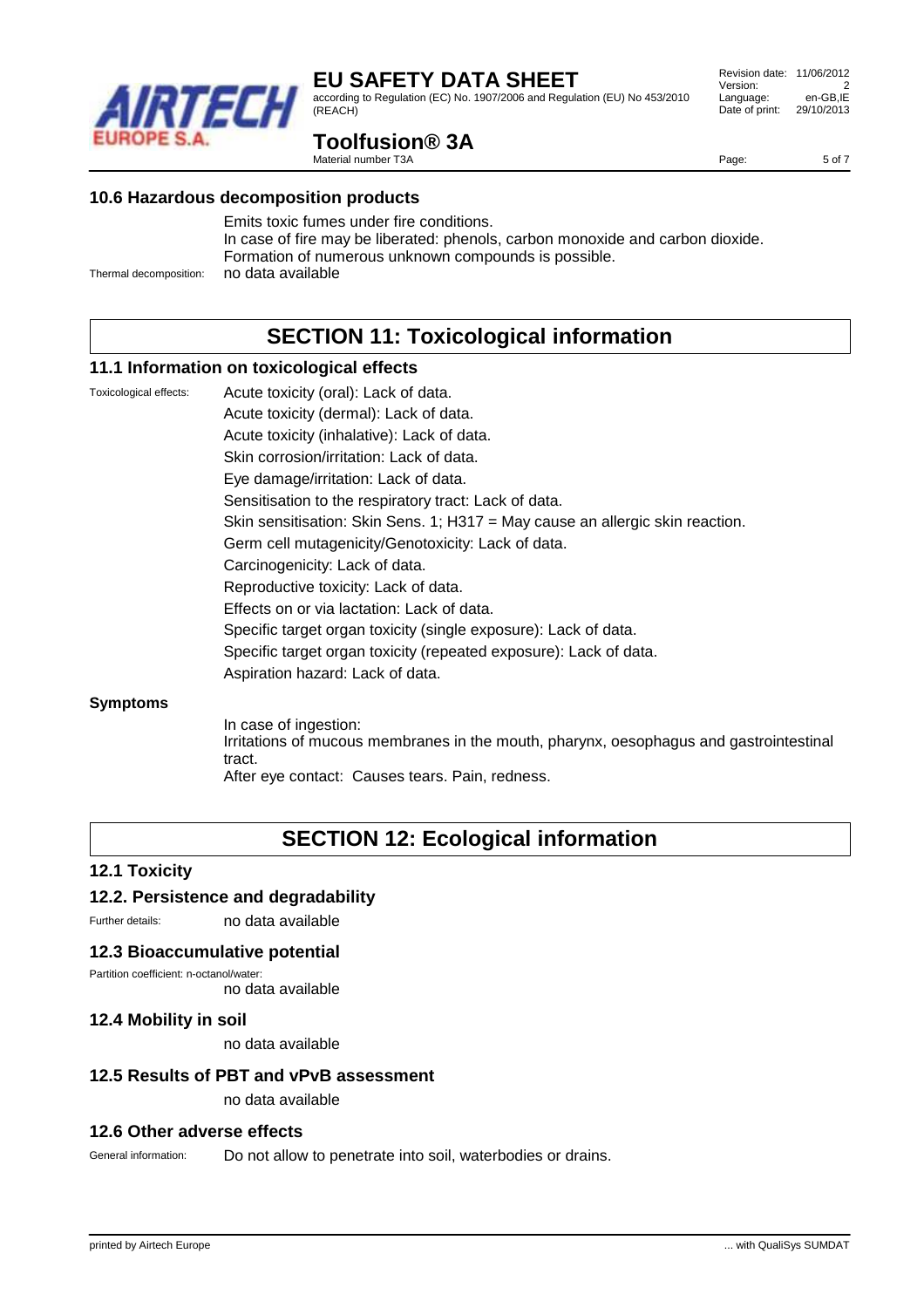### 10.6 Hazardous decomposition products

Emits toxic fumes under fire conditions.
In case of fire may be liberated: phenols, carbon monoxide and carbon dioxide.
Formation of numerous unknown compounds is possible.

Thermal decomposition: no data available

## SECTION 11: Toxicological information

### 11.1 Information on toxicological effects

Toxicological effects:

Acute toxicity (oral): Lack of data.
Acute toxicity (dermal): Lack of data.
Acute toxicity (inhalative): Lack of data.
Skin corrosion/irritation: Lack of data.
Eye damage/irritation: Lack of data.
Sensitisation to the respiratory tract: Lack of data.
Skin sensitisation: Skin Sens. 1; H317 = May cause an allergic skin reaction.
Germ cell mutagenicity/Genotoxicity: Lack of data.
Carcinogenicity: Lack of data.
Reproductive toxicity: Lack of data.
Effects on or via lactation: Lack of data.
Specific target organ toxicity (single exposure): Lack of data.
Specific target organ toxicity (repeated exposure): Lack of data.
Aspiration hazard: Lack of data.

**Symptoms**

In case of ingestion:
Irritations of mucous membranes in the mouth, pharynx, oesophagus and gastrointestinal tract.
After eye contact: Causes tears. Pain, redness.

## SECTION 12: Ecological information

### 12.1 Toxicity

### 12.2. Persistence and degradability

Further details: no data available

### 12.3 Bioaccumulative potential

Partition coefficient: n-octanol/water:
no data available

### 12.4 Mobility in soil

no data available

### 12.5 Results of PBT and vPvB assessment

no data available

### 12.6 Other adverse effects

General information: Do not allow to penetrate into soil, waterbodies or drains.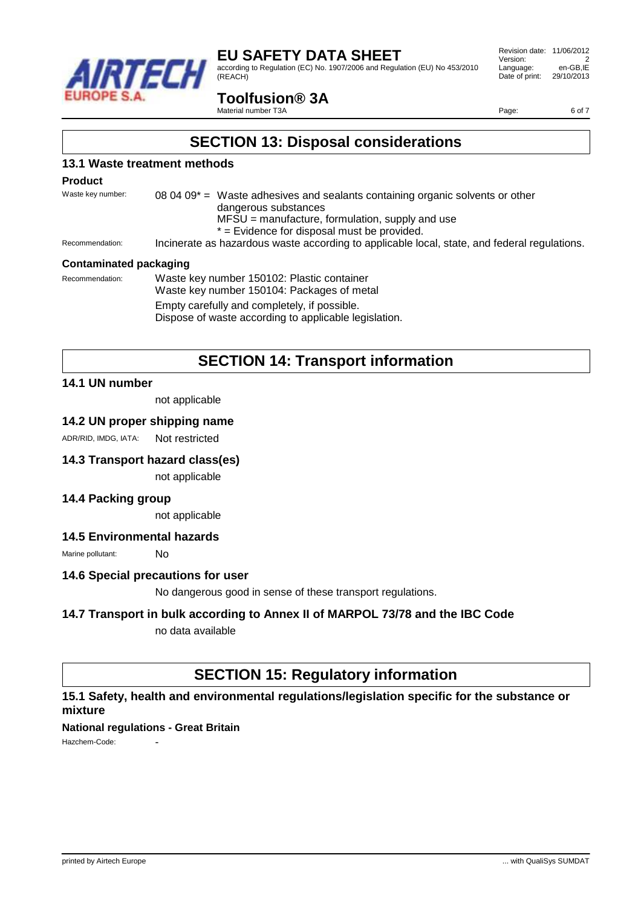# SECTION 13: Disposal considerations

## 13.1 Waste treatment methods

### Product

Waste key number: 08 04 09* = Waste adhesives and sealants containing organic solvents or other dangerous substances
MFSU = manufacture, formulation, supply and use
* = Evidence for disposal must be provided.

Recommendation: Incinerate as hazardous waste according to applicable local, state, and federal regulations.

### Contaminated packaging

Recommendation: Waste key number 150102: Plastic container
Waste key number 150104: Packages of metal

Empty carefully and completely, if possible.
Dispose of waste according to applicable legislation.

# SECTION 14: Transport information

## 14.1 UN number

not applicable

## 14.2 UN proper shipping name

ADR/RID, IMDG, IATA: Not restricted

## 14.3 Transport hazard class(es)

not applicable

## 14.4 Packing group

not applicable

## 14.5 Environmental hazards

Marine pollutant: No

## 14.6 Special precautions for user

No dangerous good in sense of these transport regulations.

## 14.7 Transport in bulk according to Annex II of MARPOL 73/78 and the IBC Code

no data available

# SECTION 15: Regulatory information

## 15.1 Safety, health and environmental regulations/legislation specific for the substance or mixture

### National regulations - Great Britain

Hazchem-Code: -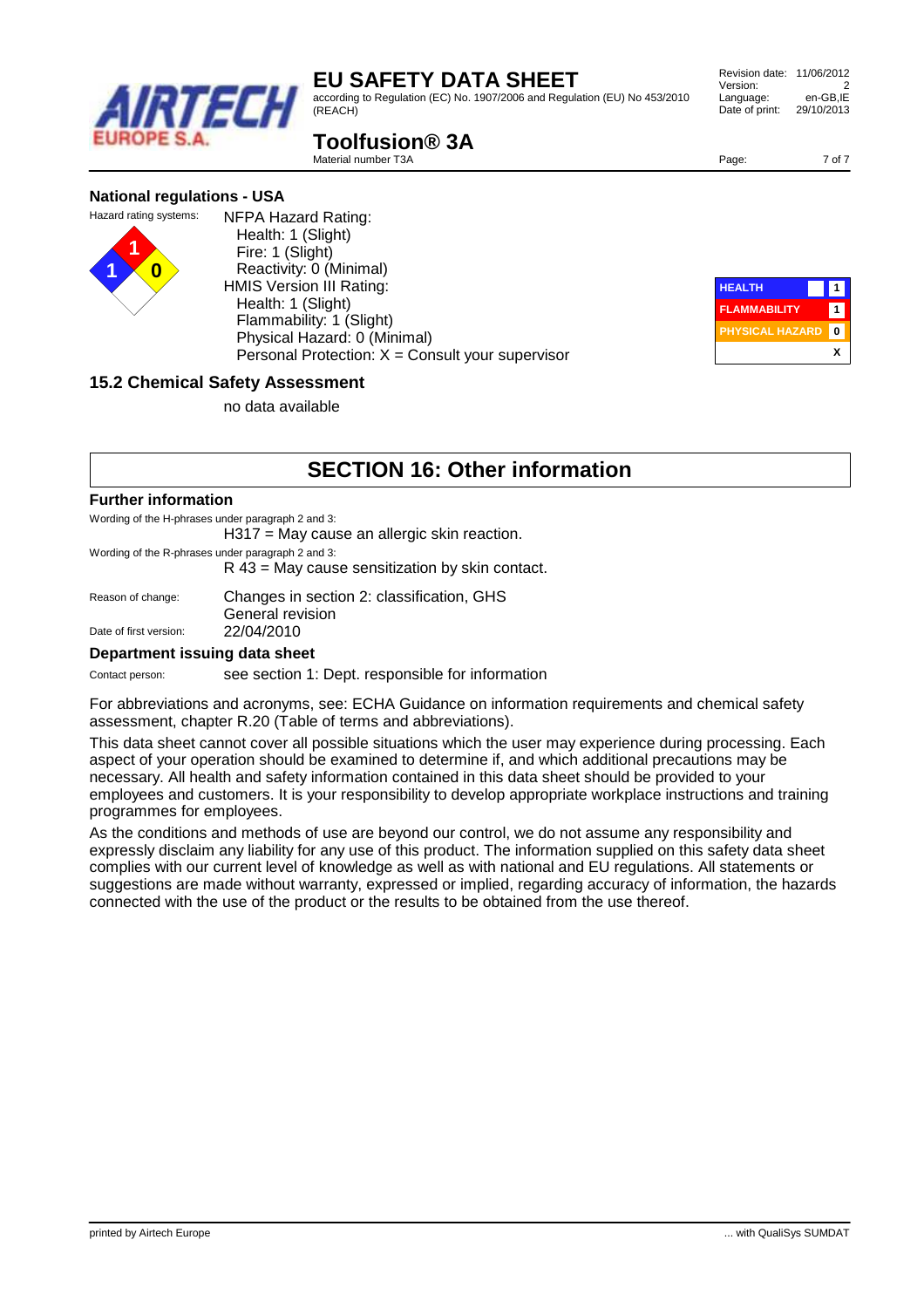### National regulations - USA

Hazard rating systems:

NFPA Hazard Rating:
- Health: 1 (Slight)
- Fire: 1 (Slight)
- Reactivity: 0 (Minimal)

HMIS Version III Rating:
- Health: 1 (Slight)
- Flammability: 1 (Slight)
- Physical Hazard: 0 (Minimal)
- Personal Protection: X = Consult your supervisor

| | |
|---|---|
| HEALTH | 1 |
| FLAMMABILITY | 1 |
| PHYSICAL HAZARD | 0 |
| | X |

### 15.2 Chemical Safety Assessment

no data available

## SECTION 16: Other information

### Further information

Wording of the H-phrases under paragraph 2 and 3:
H317 = May cause an allergic skin reaction.

Wording of the R-phrases under paragraph 2 and 3:
R 43 = May cause sensitization by skin contact.

Reason of change: Changes in section 2: classification, GHS
General revision

Date of first version: 22/04/2010

### Department issuing data sheet

Contact person: see section 1: Dept. responsible for information

For abbreviations and acronyms, see: ECHA Guidance on information requirements and chemical safety assessment, chapter R.20 (Table of terms and abbreviations).

This data sheet cannot cover all possible situations which the user may experience during processing. Each aspect of your operation should be examined to determine if, and which additional precautions may be necessary. All health and safety information contained in this data sheet should be provided to your employees and customers. It is your responsibility to develop appropriate workplace instructions and training programmes for employees.

As the conditions and methods of use are beyond our control, we do not assume any responsibility and expressly disclaim any liability for any use of this product. The information supplied on this safety data sheet complies with our current level of knowledge as well as with national and EU regulations. All statements or suggestions are made without warranty, expressed or implied, regarding accuracy of information, the hazards connected with the use of the product or the results to be obtained from the use thereof.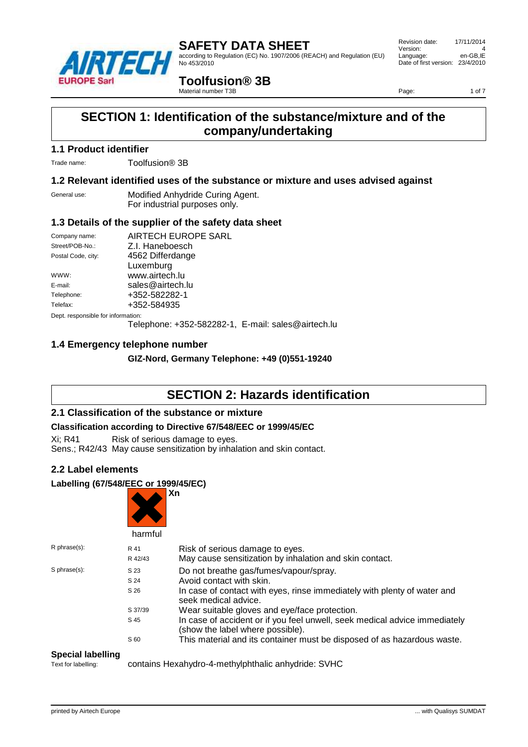# SAFETY DATA SHEET

according to Regulation (EC) No. 1907/2006 (REACH) and Regulation (EU) No 453/2010

| | |
|---|---|
| Revision date: | 17/11/2014 |
| Version: | 4 |
| Language: | en-GB,IE |
| Date of first version: | 23/4/2010 |

## Toolfusion® 3B

Material number T3B

# SECTION 1: Identification of the substance/mixture and of the company/undertaking

### 1.1 Product identifier

Trade name: Toolfusion® 3B

### 1.2 Relevant identified uses of the substance or mixture and uses advised against

General use: Modified Anhydride Curing Agent.
For industrial purposes only.

### 1.3 Details of the supplier of the safety data sheet

| | |
|---|---|
| Company name: | AIRTECH EUROPE SARL |
| Street/POB-No.: | Z.I. Haneboesch |
| Postal Code, city: | 4562 Differdange<br>Luxemburg |
| WWW: | www.airtech.lu |
| E-mail: | sales@airtech.lu |
| Telephone: | +352-582282-1 |
| Telefax: | +352-584935 |

Dept. responsible for information:
Telephone: +352-582282-1, E-mail: sales@airtech.lu

### 1.4 Emergency telephone number

**GIZ-Nord, Germany Telephone: +49 (0)551-19240**

# SECTION 2: Hazards identification

### 2.1 Classification of the substance or mixture

**Classification according to Directive 67/548/EEC or 1999/45/EC**

Xi; R41 Risk of serious damage to eyes.
Sens.; R42/43 May cause sensitization by inhalation and skin contact.

### 2.2 Label elements

**Labelling (67/548/EEC or 1999/45/EC)**

**Xn**

harmful

| | | |
|---|---|---|
| R phrase(s): | R 41 | Risk of serious damage to eyes. |
| | R 42/43 | May cause sensitization by inhalation and skin contact. |
| S phrase(s): | S 23 | Do not breathe gas/fumes/vapour/spray. |
| | S 24 | Avoid contact with skin. |
| | S 26 | In case of contact with eyes, rinse immediately with plenty of water and seek medical advice. |
| | S 37/39 | Wear suitable gloves and eye/face protection. |
| | S 45 | In case of accident or if you feel unwell, seek medical advice immediately (show the label where possible). |
| | S 60 | This material and its container must be disposed of as hazardous waste. |

**Special labelling**

Text for labelling: contains Hexahydro-4-methylphthalic anhydride: SVHC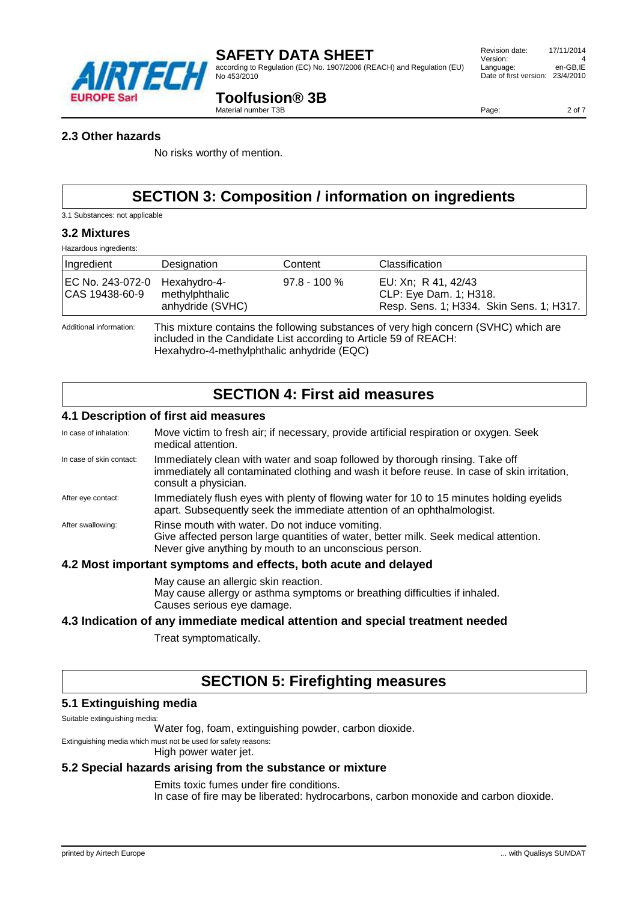## 2.3 Other hazards

No risks worthy of mention.

# SECTION 3: Composition / information on ingredients

3.1 Substances: not applicable

## 3.2 Mixtures

Hazardous ingredients:

| Ingredient | Designation | Content | Classification |
|---|---|---|---|
| EC No. 243-072-0 CAS 19438-60-9 | Hexahydro-4-methylphthalic anhydride (SVHC) | 97.8 - 100 % | EU: Xn; R 41, 42/43 CLP: Eye Dam. 1; H318. Resp. Sens. 1; H334. Skin Sens. 1; H317. |

Additional information: This mixture contains the following substances of very high concern (SVHC) which are included in the Candidate List according to Article 59 of REACH: Hexahydro-4-methylphthalic anhydride (EQC)

# SECTION 4: First aid measures

## 4.1 Description of first aid measures

In case of inhalation: Move victim to fresh air; if necessary, provide artificial respiration or oxygen. Seek medical attention.

In case of skin contact: Immediately clean with water and soap followed by thorough rinsing. Take off immediately all contaminated clothing and wash it before reuse. In case of skin irritation, consult a physician.

After eye contact: Immediately flush eyes with plenty of flowing water for 10 to 15 minutes holding eyelids apart. Subsequently seek the immediate attention of an ophthalmologist.

After swallowing: Rinse mouth with water. Do not induce vomiting.
Give affected person large quantities of water, better milk. Seek medical attention.
Never give anything by mouth to an unconscious person.

## 4.2 Most important symptoms and effects, both acute and delayed

May cause an allergic skin reaction.
May cause allergy or asthma symptoms or breathing difficulties if inhaled.
Causes serious eye damage.

## 4.3 Indication of any immediate medical attention and special treatment needed

Treat symptomatically.

# SECTION 5: Firefighting measures

## 5.1 Extinguishing media

Suitable extinguishing media:
Water fog, foam, extinguishing powder, carbon dioxide.

Extinguishing media which must not be used for safety reasons:
High power water jet.

## 5.2 Special hazards arising from the substance or mixture

Emits toxic fumes under fire conditions.
In case of fire may be liberated: hydrocarbons, carbon monoxide and carbon dioxide.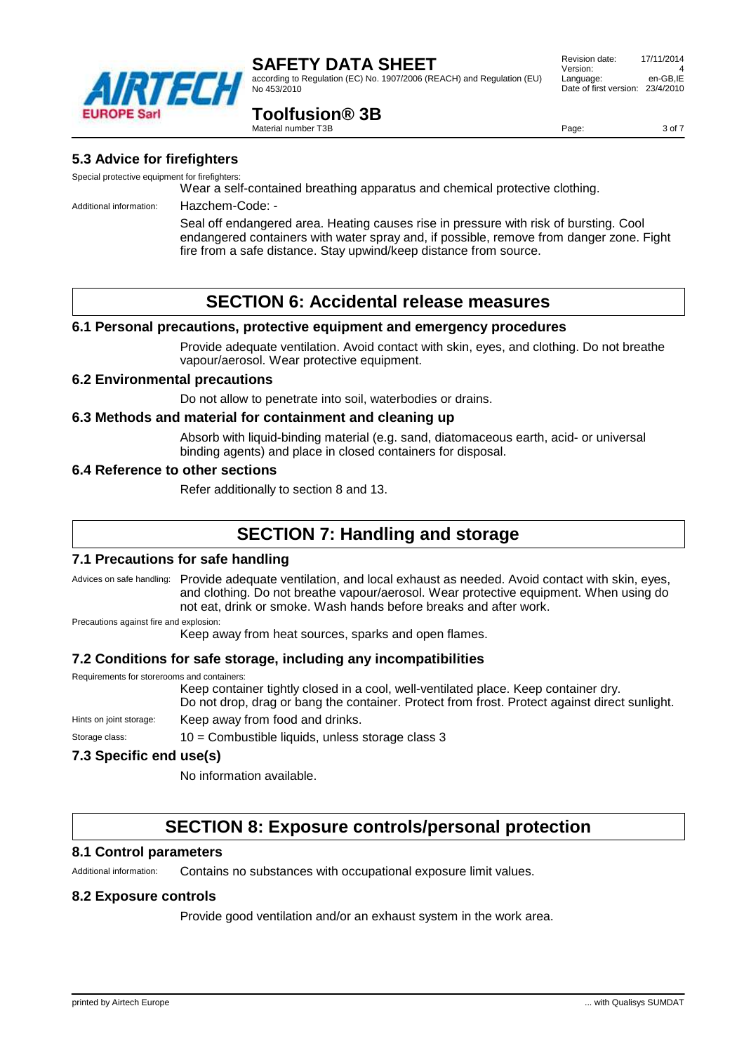### 5.3 Advice for firefighters

Special protective equipment for firefighters:

Wear a self-contained breathing apparatus and chemical protective clothing.

Additional information: Hazchem-Code: -

Seal off endangered area. Heating causes rise in pressure with risk of bursting. Cool endangered containers with water spray and, if possible, remove from danger zone. Fight fire from a safe distance. Stay upwind/keep distance from source.

## SECTION 6: Accidental release measures

### 6.1 Personal precautions, protective equipment and emergency procedures

Provide adequate ventilation. Avoid contact with skin, eyes, and clothing. Do not breathe vapour/aerosol. Wear protective equipment.

### 6.2 Environmental precautions

Do not allow to penetrate into soil, waterbodies or drains.

### 6.3 Methods and material for containment and cleaning up

Absorb with liquid-binding material (e.g. sand, diatomaceous earth, acid- or universal binding agents) and place in closed containers for disposal.

### 6.4 Reference to other sections

Refer additionally to section 8 and 13.

## SECTION 7: Handling and storage

### 7.1 Precautions for safe handling

Advices on safe handling: Provide adequate ventilation, and local exhaust as needed. Avoid contact with skin, eyes, and clothing. Do not breathe vapour/aerosol. Wear protective equipment. When using do not eat, drink or smoke. Wash hands before breaks and after work.

Precautions against fire and explosion:

Keep away from heat sources, sparks and open flames.

### 7.2 Conditions for safe storage, including any incompatibilities

Requirements for storerooms and containers:

Keep container tightly closed in a cool, well-ventilated place. Keep container dry.
Do not drop, drag or bang the container. Protect from frost. Protect against direct sunlight.

Hints on joint storage: Keep away from food and drinks.

Storage class: 10 = Combustible liquids, unless storage class 3

### 7.3 Specific end use(s)

No information available.

## SECTION 8: Exposure controls/personal protection

### 8.1 Control parameters

Additional information: Contains no substances with occupational exposure limit values.

### 8.2 Exposure controls

Provide good ventilation and/or an exhaust system in the work area.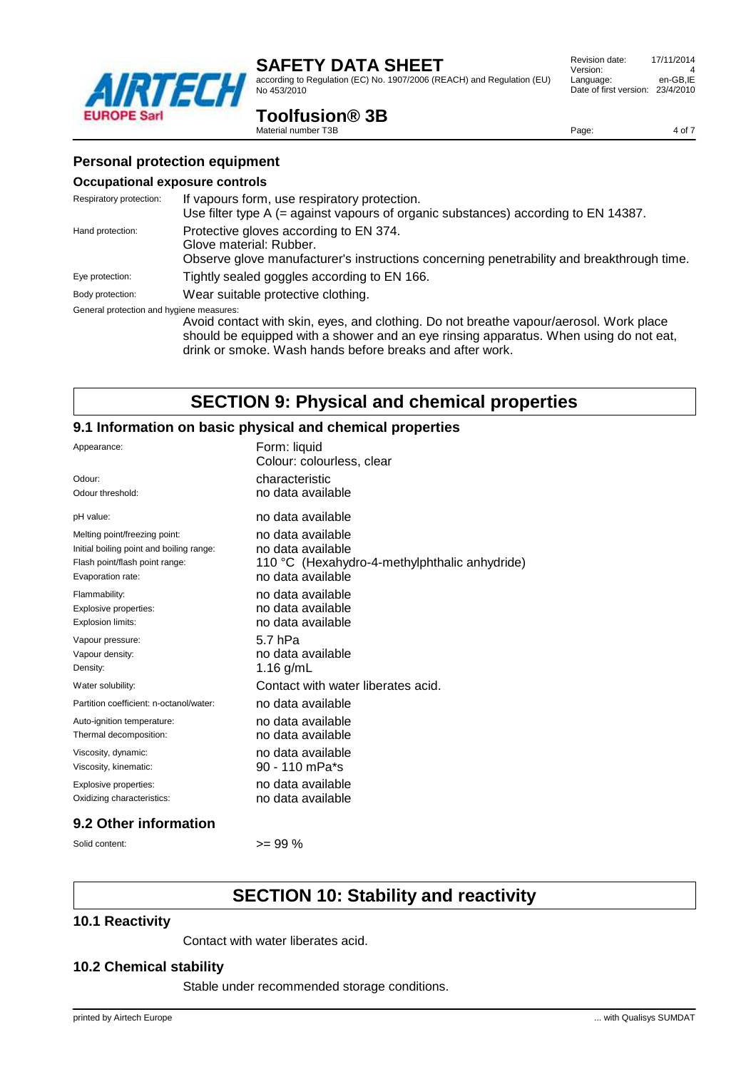## Personal protection equipment

### Occupational exposure controls

| | |
|---|---|
| Respiratory protection: | If vapours form, use respiratory protection.<br>Use filter type A (= against vapours of organic substances) according to EN 14387. |
| Hand protection: | Protective gloves according to EN 374.<br>Glove material: Rubber.<br>Observe glove manufacturer's instructions concerning penetrability and breakthrough time. |
| Eye protection: | Tightly sealed goggles according to EN 166. |
| Body protection: | Wear suitable protective clothing. |

General protection and hygiene measures:

Avoid contact with skin, eyes, and clothing. Do not breathe vapour/aerosol. Work place should be equipped with a shower and an eye rinsing apparatus. When using do not eat, drink or smoke. Wash hands before breaks and after work.

# SECTION 9: Physical and chemical properties

## 9.1 Information on basic physical and chemical properties

| | |
|---|---|
| Appearance: | Form: liquid<br>Colour: colourless, clear |
| Odour: | characteristic |
| Odour threshold: | no data available |
| pH value: | no data available |
| Melting point/freezing point: | no data available |
| Initial boiling point and boiling range: | no data available |
| Flash point/flash point range: | 110 °C (Hexahydro-4-methylphthalic anhydride) |
| Evaporation rate: | no data available |
| Flammability: | no data available |
| Explosive properties: | no data available |
| Explosion limits: | no data available |
| Vapour pressure: | 5.7 hPa |
| Vapour density: | no data available |
| Density: | 1.16 g/mL |
| Water solubility: | Contact with water liberates acid. |
| Partition coefficient: n-octanol/water: | no data available |
| Auto-ignition temperature: | no data available |
| Thermal decomposition: | no data available |
| Viscosity, dynamic: | no data available |
| Viscosity, kinematic: | 90 - 110 mPa*s |
| Explosive properties: | no data available |
| Oxidizing characteristics: | no data available |

## 9.2 Other information

| | |
|---|---|
| Solid content: | >= 99 % |

# SECTION 10: Stability and reactivity

## 10.1 Reactivity

Contact with water liberates acid.

## 10.2 Chemical stability

Stable under recommended storage conditions.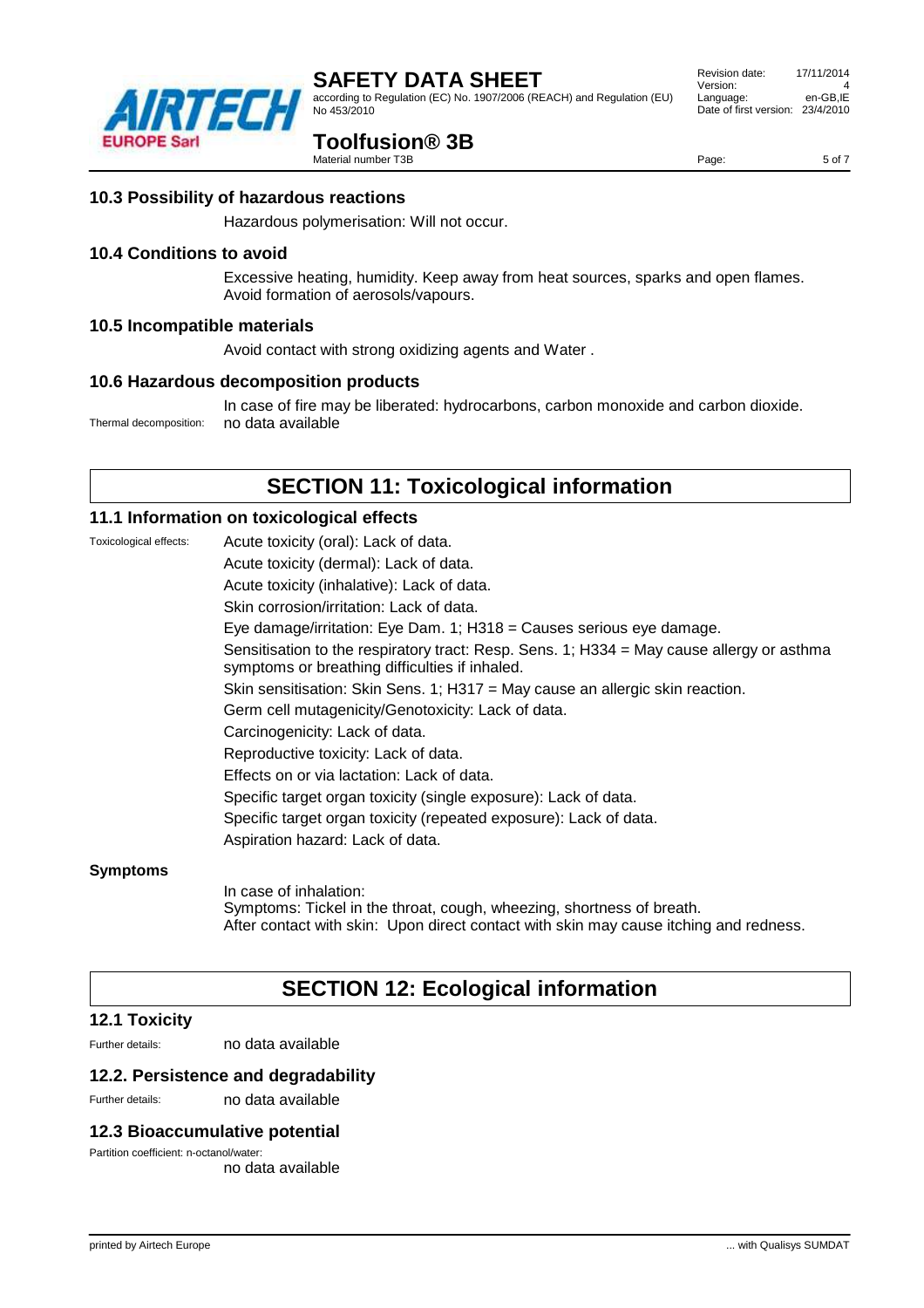### 10.3 Possibility of hazardous reactions

Hazardous polymerisation: Will not occur.

### 10.4 Conditions to avoid

Excessive heating, humidity. Keep away from heat sources, sparks and open flames. Avoid formation of aerosols/vapours.

### 10.5 Incompatible materials

Avoid contact with strong oxidizing agents and Water .

### 10.6 Hazardous decomposition products

In case of fire may be liberated: hydrocarbons, carbon monoxide and carbon dioxide.

Thermal decomposition: no data available

## SECTION 11: Toxicological information

### 11.1 Information on toxicological effects

Toxicological effects:

Acute toxicity (oral): Lack of data.

Acute toxicity (dermal): Lack of data.

Acute toxicity (inhalative): Lack of data.

Skin corrosion/irritation: Lack of data.

Eye damage/irritation: Eye Dam. 1; H318 = Causes serious eye damage.

Sensitisation to the respiratory tract: Resp. Sens. 1; H334 = May cause allergy or asthma symptoms or breathing difficulties if inhaled.

Skin sensitisation: Skin Sens. 1; H317 = May cause an allergic skin reaction.

Germ cell mutagenicity/Genotoxicity: Lack of data.

Carcinogenicity: Lack of data.

Reproductive toxicity: Lack of data.

Effects on or via lactation: Lack of data.

Specific target organ toxicity (single exposure): Lack of data.

Specific target organ toxicity (repeated exposure): Lack of data.

Aspiration hazard: Lack of data.

**Symptoms**

In case of inhalation:
Symptoms: Tickel in the throat, cough, wheezing, shortness of breath.
After contact with skin: Upon direct contact with skin may cause itching and redness.

## SECTION 12: Ecological information

### 12.1 Toxicity

Further details: no data available

### 12.2. Persistence and degradability

Further details: no data available

### 12.3 Bioaccumulative potential

Partition coefficient: n-octanol/water:
no data available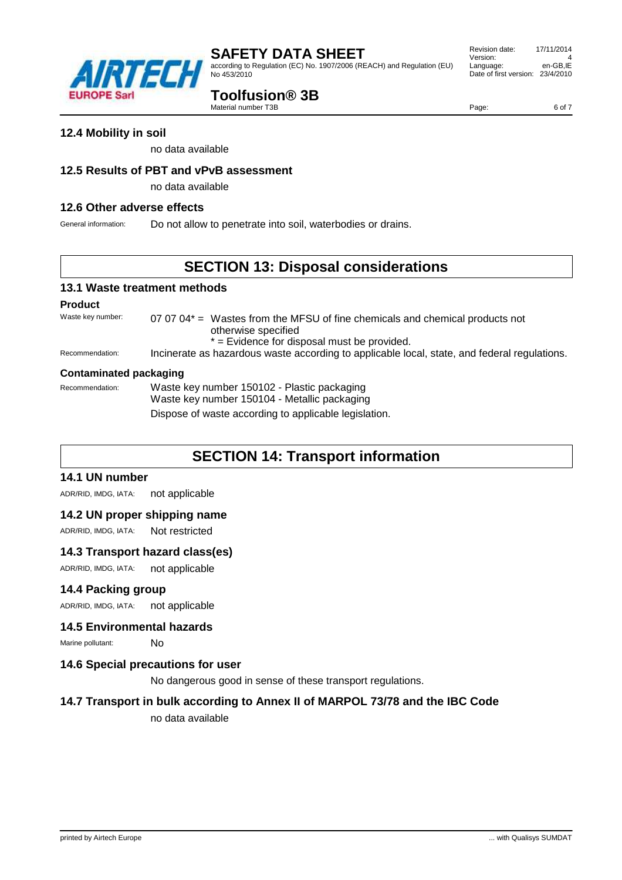### 12.4 Mobility in soil

no data available

### 12.5 Results of PBT and vPvB assessment

no data available

### 12.6 Other adverse effects

General information: Do not allow to penetrate into soil, waterbodies or drains.

## SECTION 13: Disposal considerations

### 13.1 Waste treatment methods

**Product**

Waste key number: 07 07 04* = Wastes from the MFSU of fine chemicals and chemical products not otherwise specified
* = Evidence for disposal must be provided.

Recommendation: Incinerate as hazardous waste according to applicable local, state, and federal regulations.

**Contaminated packaging**

Recommendation: Waste key number 150102 - Plastic packaging
Waste key number 150104 - Metallic packaging
Dispose of waste according to applicable legislation.

## SECTION 14: Transport information

### 14.1 UN number

ADR/RID, IMDG, IATA: not applicable

### 14.2 UN proper shipping name

ADR/RID, IMDG, IATA: Not restricted

### 14.3 Transport hazard class(es)

ADR/RID, IMDG, IATA: not applicable

### 14.4 Packing group

ADR/RID, IMDG, IATA: not applicable

### 14.5 Environmental hazards

Marine pollutant: No

### 14.6 Special precautions for user

No dangerous good in sense of these transport regulations.

### 14.7 Transport in bulk according to Annex II of MARPOL 73/78 and the IBC Code

no data available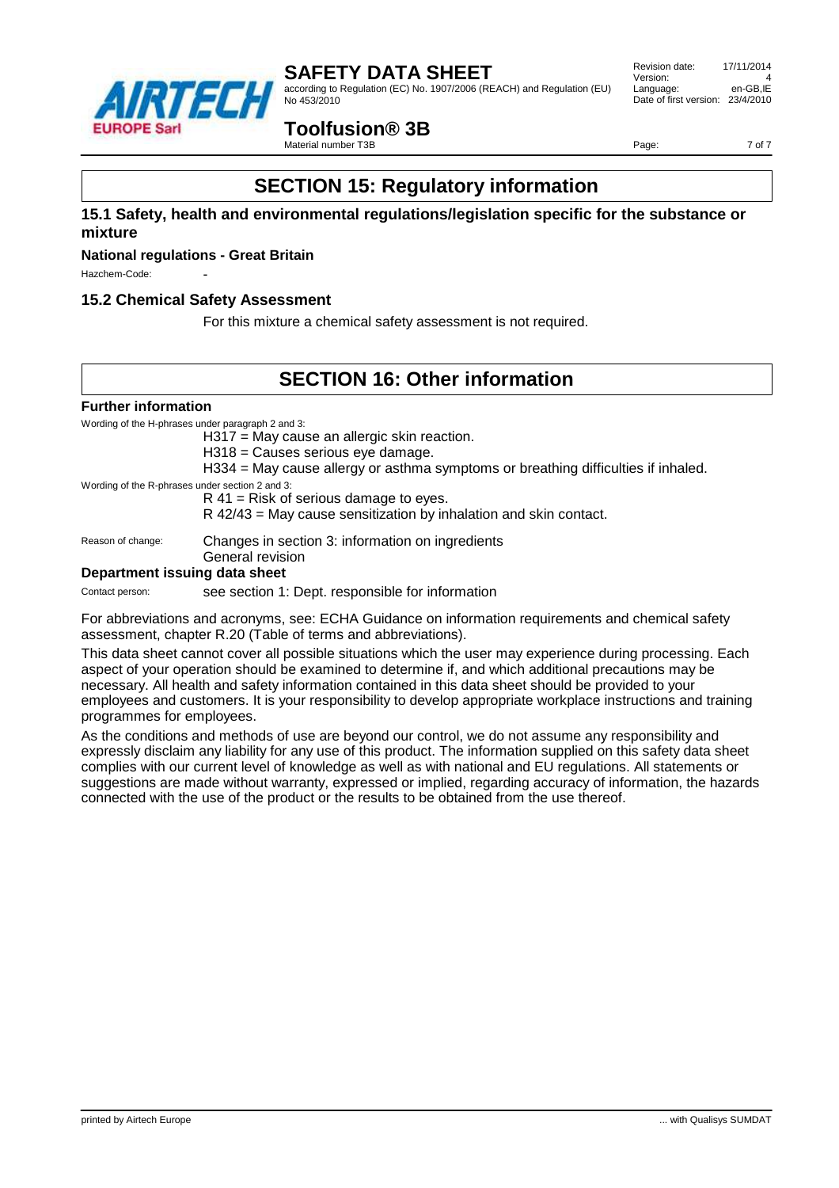# SECTION 15: Regulatory information

## 15.1 Safety, health and environmental regulations/legislation specific for the substance or mixture

### National regulations - Great Britain

Hazchem-Code: -

## 15.2 Chemical Safety Assessment

For this mixture a chemical safety assessment is not required.

# SECTION 16: Other information

### Further information

Wording of the H-phrases under paragraph 2 and 3:

H317 = May cause an allergic skin reaction.
H318 = Causes serious eye damage.
H334 = May cause allergy or asthma symptoms or breathing difficulties if inhaled.

Wording of the R-phrases under section 2 and 3:

R 41 = Risk of serious damage to eyes.
R 42/43 = May cause sensitization by inhalation and skin contact.

Reason of change: Changes in section 3: information on ingredients
General revision

### Department issuing data sheet

Contact person: see section 1: Dept. responsible for information

For abbreviations and acronyms, see: ECHA Guidance on information requirements and chemical safety assessment, chapter R.20 (Table of terms and abbreviations).

This data sheet cannot cover all possible situations which the user may experience during processing. Each aspect of your operation should be examined to determine if, and which additional precautions may be necessary. All health and safety information contained in this data sheet should be provided to your employees and customers. It is your responsibility to develop appropriate workplace instructions and training programmes for employees.

As the conditions and methods of use are beyond our control, we do not assume any responsibility and expressly disclaim any liability for any use of this product. The information supplied on this safety data sheet complies with our current level of knowledge as well as with national and EU regulations. All statements or suggestions are made without warranty, expressed or implied, regarding accuracy of information, the hazards connected with the use of the product or the results to be obtained from the use thereof.